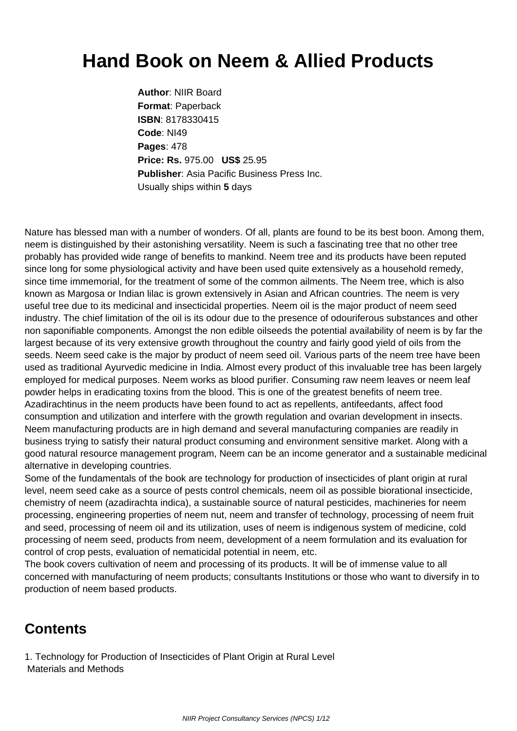# Hand Book on Neem & Allied Products

**Author**: NIIR Board
**Format**: Paperback
**ISBN**: 8178330415
**Code**: NI49
**Pages**: 478
**Price: Rs.** 975.00 **US$** 25.95
**Publisher**: Asia Pacific Business Press Inc.
Usually ships within **5** days

Nature has blessed man with a number of wonders. Of all, plants are found to be its best boon. Among them, neem is distinguished by their astonishing versatility. Neem is such a fascinating tree that no other tree probably has provided wide range of benefits to mankind. Neem tree and its products have been reputed since long for some physiological activity and have been used quite extensively as a household remedy, since time immemorial, for the treatment of some of the common ailments. The Neem tree, which is also known as Margosa or Indian lilac is grown extensively in Asian and African countries. The neem is very useful tree due to its medicinal and insecticidal properties. Neem oil is the major product of neem seed industry. The chief limitation of the oil is its odour due to the presence of odouriferous substances and other non saponifiable components. Amongst the non edible oilseeds the potential availability of neem is by far the largest because of its very extensive growth throughout the country and fairly good yield of oils from the seeds. Neem seed cake is the major by product of neem seed oil. Various parts of the neem tree have been used as traditional Ayurvedic medicine in India. Almost every product of this invaluable tree has been largely employed for medical purposes. Neem works as blood purifier. Consuming raw neem leaves or neem leaf powder helps in eradicating toxins from the blood. This is one of the greatest benefits of neem tree. Azadirachtinus in the neem products have been found to act as repellents, antifeedants, affect food consumption and utilization and interfere with the growth regulation and ovarian development in insects. Neem manufacturing products are in high demand and several manufacturing companies are readily in business trying to satisfy their natural product consuming and environment sensitive market. Along with a good natural resource management program, Neem can be an income generator and a sustainable medicinal alternative in developing countries.
Some of the fundamentals of the book are technology for production of insecticides of plant origin at rural level, neem seed cake as a source of pests control chemicals, neem oil as possible biorational insecticide, chemistry of neem (azadirachta indica), a sustainable source of natural pesticides, machineries for neem processing, engineering properties of neem nut, neem and transfer of technology, processing of neem fruit and seed, processing of neem oil and its utilization, uses of neem is indigenous system of medicine, cold processing of neem seed, products from neem, development of a neem formulation and its evaluation for control of crop pests, evaluation of nematicidal potential in neem, etc.
The book covers cultivation of neem and processing of its products. It will be of immense value to all concerned with manufacturing of neem products; consultants Institutions or those who want to diversify in to production of neem based products.

## Contents

1. Technology for Production of Insecticides of Plant Origin at Rural Level
 Materials and Methods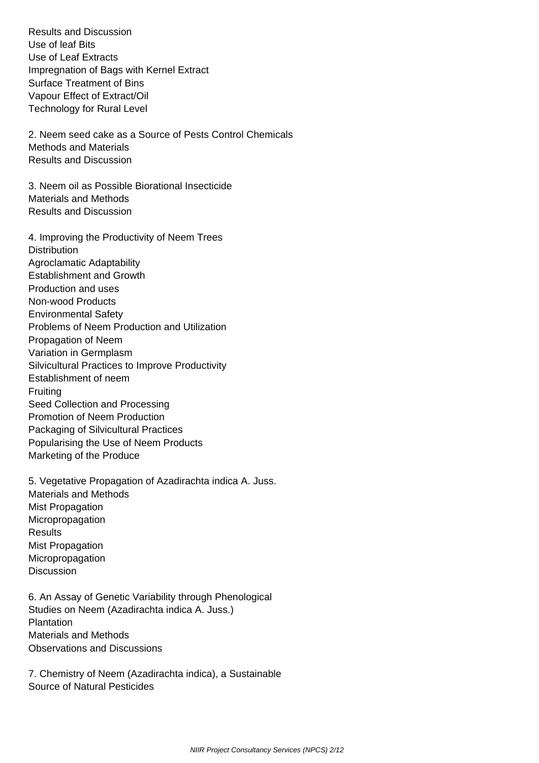Results and Discussion
Use of leaf Bits
Use of Leaf Extracts
Impregnation of Bags with Kernel Extract
Surface Treatment of Bins
Vapour Effect of Extract/Oil
Technology for Rural Level

2. Neem seed cake as a Source of Pests Control Chemicals
Methods and Materials
Results and Discussion

3. Neem oil as Possible Biorational Insecticide
Materials and Methods
Results and Discussion

4. Improving the Productivity of Neem Trees
Distribution
Agroclamatic Adaptability
Establishment and Growth
Production and uses
Non-wood Products
Environmental Safety
Problems of Neem Production and Utilization
Propagation of Neem
Variation in Germplasm
Silvicultural Practices to Improve Productivity
Establishment of neem
Fruiting
Seed Collection and Processing
Promotion of Neem Production
Packaging of Silvicultural Practices
Popularising the Use of Neem Products
Marketing of the Produce

5. Vegetative Propagation of Azadirachta indica A. Juss.
Materials and Methods
Mist Propagation
Micropropagation
Results
Mist Propagation
Micropropagation
Discussion

6. An Assay of Genetic Variability through Phenological Studies on Neem (Azadirachta indica A. Juss.)
Plantation
Materials and Methods
Observations and Discussions

7. Chemistry of Neem (Azadirachta indica), a Sustainable Source of Natural Pesticides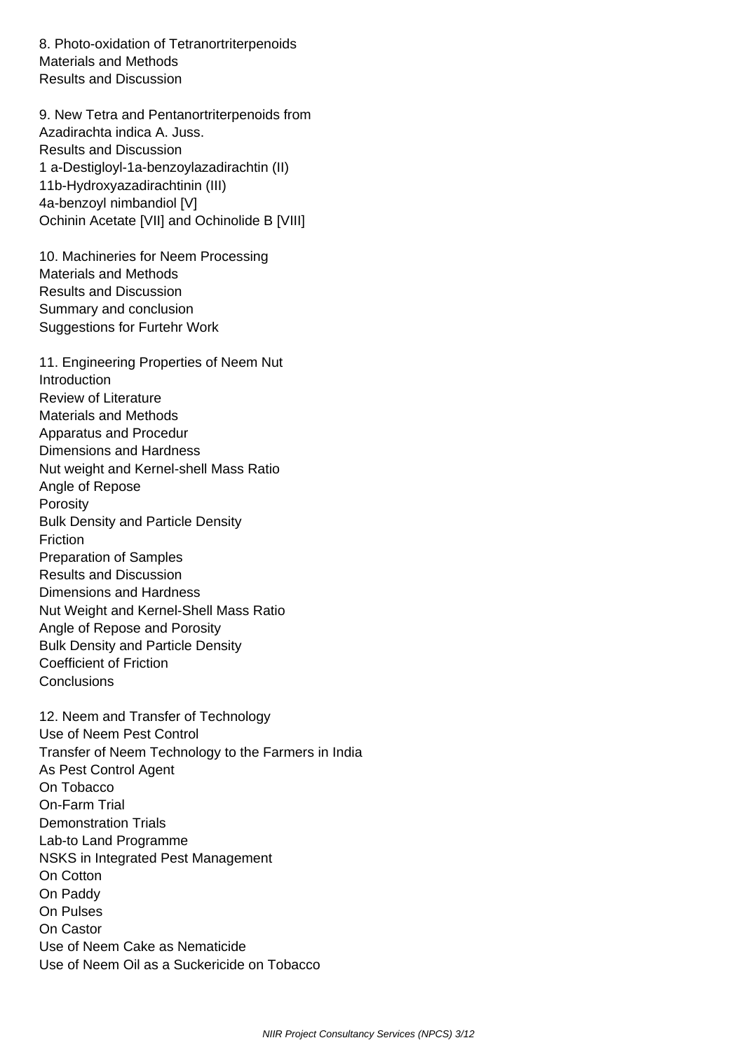8. Photo-oxidation of Tetranortriterpenoids
Materials and Methods
Results and Discussion

9. New Tetra and Pentanortriterpenoids from Azadirachta indica A. Juss.
Results and Discussion
1 a-Destigloyl-1a-benzoylazadirachtin (II)
11b-Hydroxyazadirachtinin (III)
4a-benzoyl nimbandiol [V]
Ochinin Acetate [VII] and Ochinolide B [VIII]

10. Machineries for Neem Processing
Materials and Methods
Results and Discussion
Summary and conclusion
Suggestions for Furtehr Work

11. Engineering Properties of Neem Nut
Introduction
Review of Literature
Materials and Methods
Apparatus and Procedur
Dimensions and Hardness
Nut weight and Kernel-shell Mass Ratio
Angle of Repose
Porosity
Bulk Density and Particle Density
Friction
Preparation of Samples
Results and Discussion
Dimensions and Hardness
Nut Weight and Kernel-Shell Mass Ratio
Angle of Repose and Porosity
Bulk Density and Particle Density
Coefficient of Friction
Conclusions

12. Neem and Transfer of Technology
Use of Neem Pest Control
Transfer of Neem Technology to the Farmers in India
As Pest Control Agent
On Tobacco
On-Farm Trial
Demonstration Trials
Lab-to Land Programme
NSKS in Integrated Pest Management
On Cotton
On Paddy
On Pulses
On Castor
Use of Neem Cake as Nematicide
Use of Neem Oil as a Suckericide on Tobacco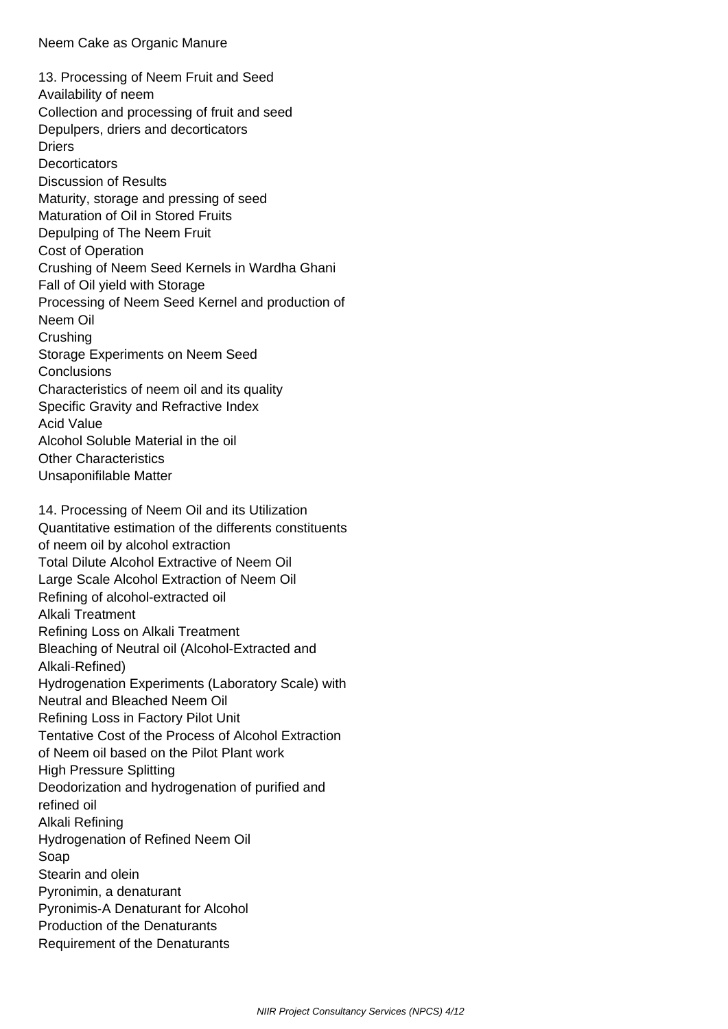Neem Cake as Organic Manure

## 13. Processing of Neem Fruit and Seed

Availability of neem
Collection and processing of fruit and seed
Depulpers, driers and decorticators
Driers
Decorticators
Discussion of Results
Maturity, storage and pressing of seed
Maturation of Oil in Stored Fruits
Depulping of The Neem Fruit
Cost of Operation
Crushing of Neem Seed Kernels in Wardha Ghani
Fall of Oil yield with Storage
Processing of Neem Seed Kernel and production of Neem Oil
Crushing
Storage Experiments on Neem Seed
Conclusions
Characteristics of neem oil and its quality
Specific Gravity and Refractive Index
Acid Value
Alcohol Soluble Material in the oil
Other Characteristics
Unsaponifilable Matter

## 14. Processing of Neem Oil and its Utilization

Quantitative estimation of the differents constituents of neem oil by alcohol extraction
Total Dilute Alcohol Extractive of Neem Oil
Large Scale Alcohol Extraction of Neem Oil
Refining of alcohol-extracted oil
Alkali Treatment
Refining Loss on Alkali Treatment
Bleaching of Neutral oil (Alcohol-Extracted and Alkali-Refined)
Hydrogenation Experiments (Laboratory Scale) with Neutral and Bleached Neem Oil
Refining Loss in Factory Pilot Unit
Tentative Cost of the Process of Alcohol Extraction of Neem oil based on the Pilot Plant work
High Pressure Splitting
Deodorization and hydrogenation of purified and refined oil
Alkali Refining
Hydrogenation of Refined Neem Oil
Soap
Stearin and olein
Pyronimin, a denaturant
Pyronimis-A Denaturant for Alcohol
Production of the Denaturants
Requirement of the Denaturants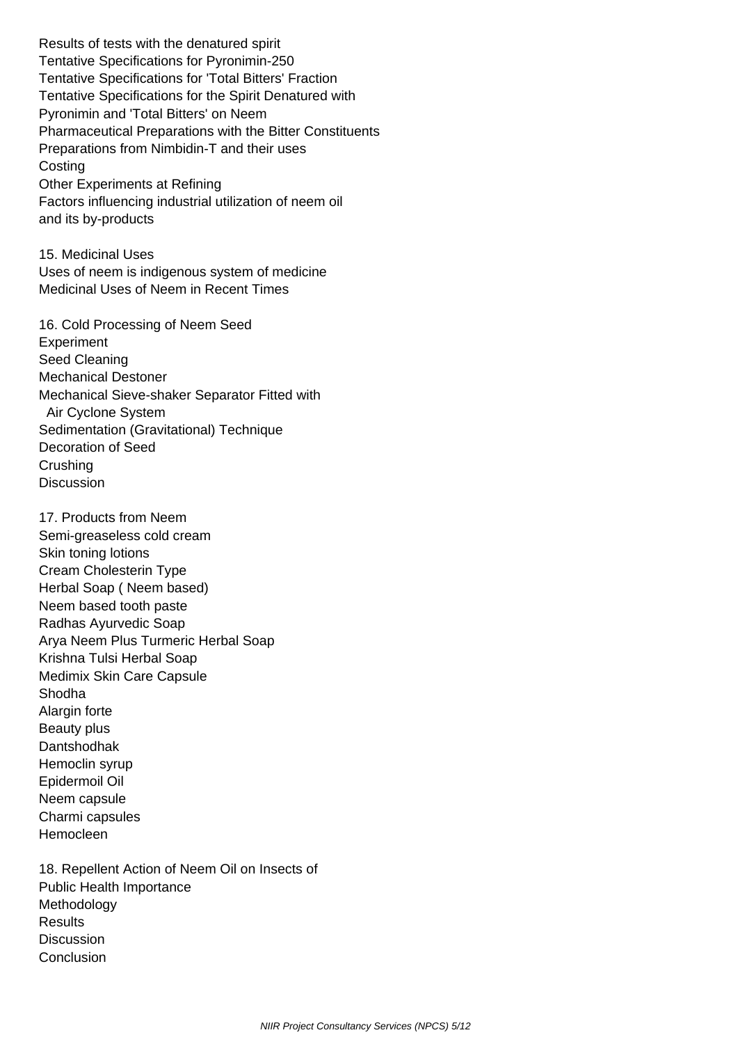Results of tests with the denatured spirit
Tentative Specifications for Pyronimin-250
Tentative Specifications for 'Total Bitters' Fraction
Tentative Specifications for the Spirit Denatured with Pyronimin and 'Total Bitters' on Neem
Pharmaceutical Preparations with the Bitter Constituents
Preparations from Nimbidin-T and their uses
Costing
Other Experiments at Refining
Factors influencing industrial utilization of neem oil and its by-products

15. Medicinal Uses
Uses of neem is indigenous system of medicine
Medicinal Uses of Neem in Recent Times

16. Cold Processing of Neem Seed
Experiment
Seed Cleaning
Mechanical Destoner
Mechanical Sieve-shaker Separator Fitted with Air Cyclone System
Sedimentation (Gravitational) Technique
Decoration of Seed
Crushing
Discussion

17. Products from Neem
Semi-greaseless cold cream
Skin toning lotions
Cream Cholesterin Type
Herbal Soap ( Neem based)
Neem based tooth paste
Radhas Ayurvedic Soap
Arya Neem Plus Turmeric Herbal Soap
Krishna Tulsi Herbal Soap
Medimix Skin Care Capsule
Shodha
Alargin forte
Beauty plus
Dantshodhak
Hemoclin syrup
Epidermoil Oil
Neem capsule
Charmi capsules
Hemocleen

18. Repellent Action of Neem Oil on Insects of Public Health Importance
Methodology
Results
Discussion
Conclusion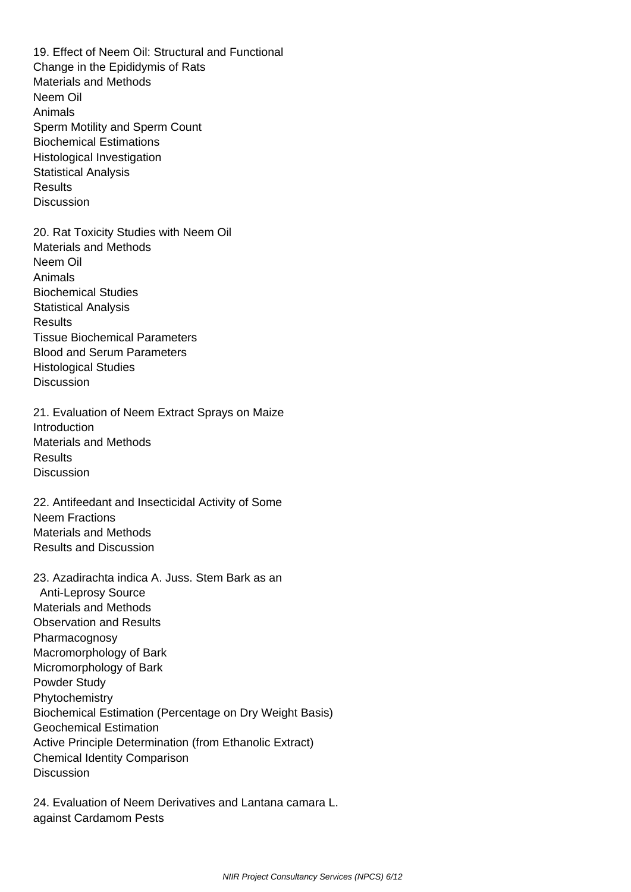19. Effect of Neem Oil: Structural and Functional Change in the Epididymis of Rats

Materials and Methods

Neem Oil

Animals

Sperm Motility and Sperm Count

Biochemical Estimations

Histological Investigation

Statistical Analysis

Results

Discussion

20. Rat Toxicity Studies with Neem Oil

Materials and Methods

Neem Oil

Animals

Biochemical Studies

Statistical Analysis

Results

Tissue Biochemical Parameters

Blood and Serum Parameters

Histological Studies

Discussion

21. Evaluation of Neem Extract Sprays on Maize

Introduction

Materials and Methods

Results

Discussion

22. Antifeedant and Insecticidal Activity of Some Neem Fractions

Materials and Methods

Results and Discussion

23. Azadirachta indica A. Juss. Stem Bark as an Anti-Leprosy Source

Materials and Methods

Observation and Results

Pharmacognosy

Macromorphology of Bark

Micromorphology of Bark

Powder Study

Phytochemistry

Biochemical Estimation (Percentage on Dry Weight Basis)

Geochemical Estimation

Active Principle Determination (from Ethanolic Extract)

Chemical Identity Comparison

Discussion

24. Evaluation of Neem Derivatives and Lantana camara L. against Cardamom Pests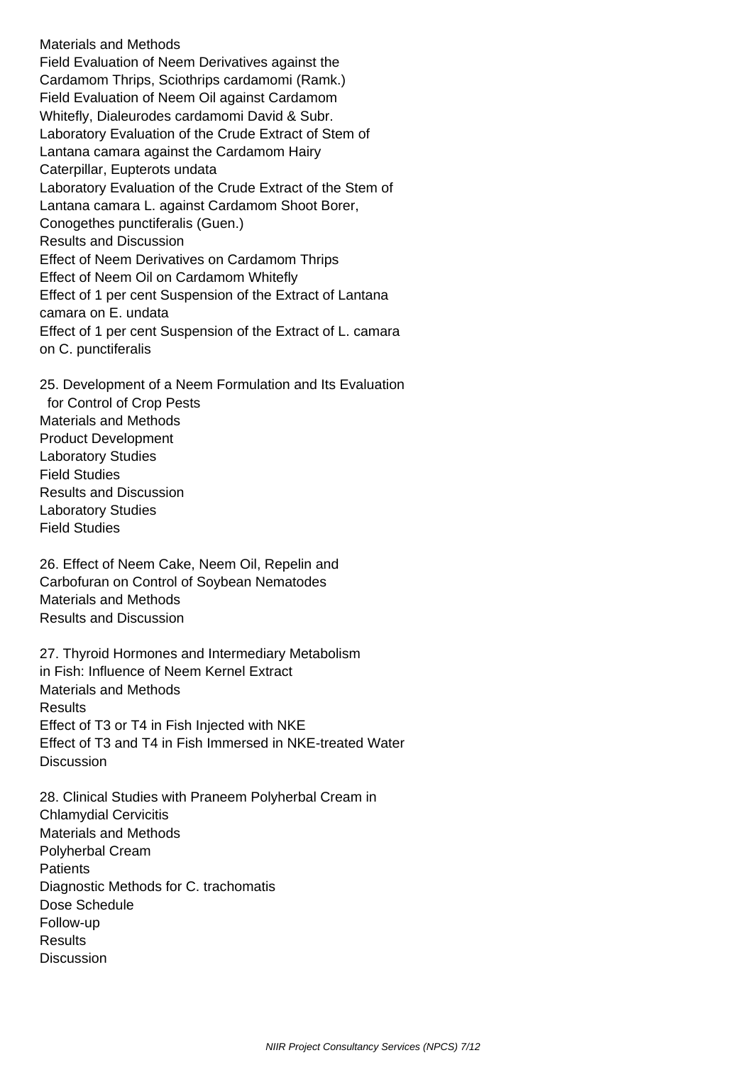Materials and Methods
Field Evaluation of Neem Derivatives against the Cardamom Thrips, Sciothrips cardamomi (Ramk.)
Field Evaluation of Neem Oil against Cardamom Whitefly, Dialeurodes cardamomi David & Subr.
Laboratory Evaluation of the Crude Extract of Stem of Lantana camara against the Cardamom Hairy Caterpillar, Eupterots undata
Laboratory Evaluation of the Crude Extract of the Stem of Lantana camara L. against Cardamom Shoot Borer, Conogethes punctiferalis (Guen.)
Results and Discussion
Effect of Neem Derivatives on Cardamom Thrips
Effect of Neem Oil on Cardamom Whitefly
Effect of 1 per cent Suspension of the Extract of Lantana camara on E. undata
Effect of 1 per cent Suspension of the Extract of L. camara on C. punctiferalis

25. Development of a Neem Formulation and Its Evaluation for Control of Crop Pests
Materials and Methods
Product Development
Laboratory Studies
Field Studies
Results and Discussion
Laboratory Studies
Field Studies

26. Effect of Neem Cake, Neem Oil, Repelin and Carbofuran on Control of Soybean Nematodes
Materials and Methods
Results and Discussion

27. Thyroid Hormones and Intermediary Metabolism in Fish: Influence of Neem Kernel Extract
Materials and Methods
Results
Effect of T3 or T4 in Fish Injected with NKE
Effect of T3 and T4 in Fish Immersed in NKE-treated Water
Discussion

28. Clinical Studies with Praneem Polyherbal Cream in Chlamydial Cervicitis
Materials and Methods
Polyherbal Cream
Patients
Diagnostic Methods for C. trachomatis
Dose Schedule
Follow-up
Results
Discussion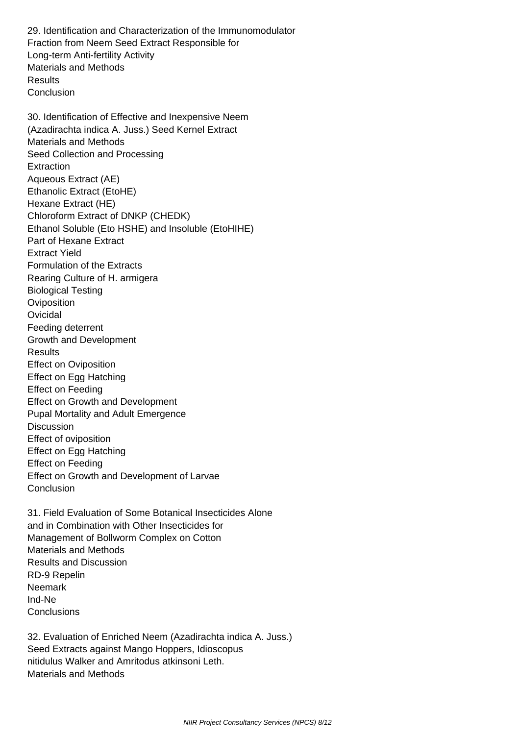29. Identification and Characterization of the Immunomodulator Fraction from Neem Seed Extract Responsible for Long-term Anti-fertility Activity
Materials and Methods
Results
Conclusion

30. Identification of Effective and Inexpensive Neem (Azadirachta indica A. Juss.) Seed Kernel Extract
Materials and Methods
Seed Collection and Processing
Extraction
Aqueous Extract (AE)
Ethanolic Extract (EtoHE)
Hexane Extract (HE)
Chloroform Extract of DNKP (CHEDK)
Ethanol Soluble (Eto HSHE) and Insoluble (EtoHIHE)
Part of Hexane Extract
Extract Yield
Formulation of the Extracts
Rearing Culture of H. armigera
Biological Testing
Oviposition
Ovicidal
Feeding deterrent
Growth and Development
Results
Effect on Oviposition
Effect on Egg Hatching
Effect on Feeding
Effect on Growth and Development
Pupal Mortality and Adult Emergence
Discussion
Effect of oviposition
Effect on Egg Hatching
Effect on Feeding
Effect on Growth and Development of Larvae
Conclusion

31. Field Evaluation of Some Botanical Insecticides Alone and in Combination with Other Insecticides for Management of Bollworm Complex on Cotton
Materials and Methods
Results and Discussion
RD-9 Repelin
Neemark
Ind-Ne
Conclusions

32. Evaluation of Enriched Neem (Azadirachta indica A. Juss.) Seed Extracts against Mango Hoppers, Idioscopus nitidulus Walker and Amritodus atkinsoni Leth.
Materials and Methods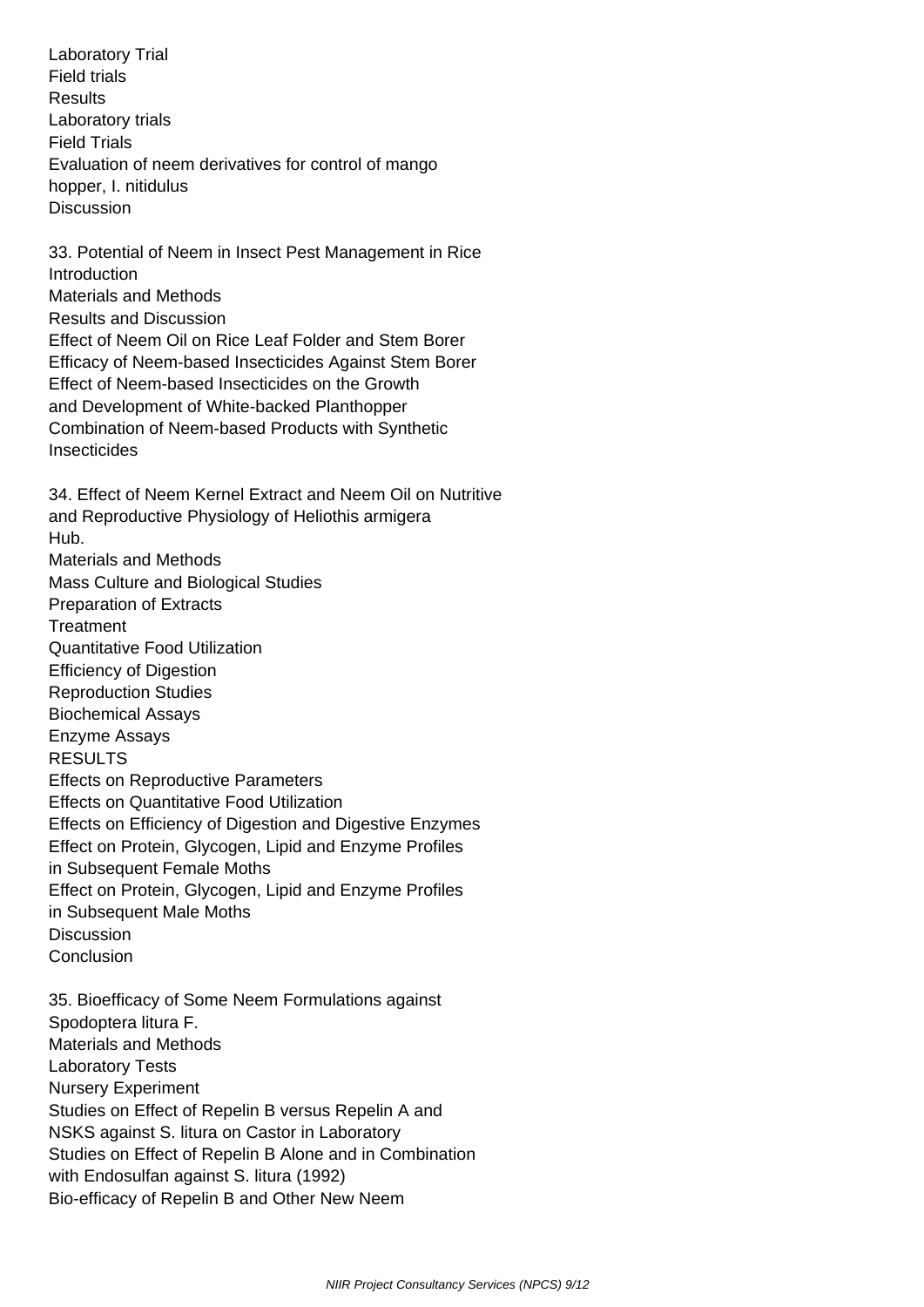Laboratory Trial
Field trials
Results
Laboratory trials
Field Trials
Evaluation of neem derivatives for control of mango hopper, I. nitidulus
Discussion

33. Potential of Neem in Insect Pest Management in Rice
Introduction
Materials and Methods
Results and Discussion
Effect of Neem Oil on Rice Leaf Folder and Stem Borer
Efficacy of Neem-based Insecticides Against Stem Borer
Effect of Neem-based Insecticides on the Growth and Development of White-backed Planthopper
Combination of Neem-based Products with Synthetic Insecticides

34. Effect of Neem Kernel Extract and Neem Oil on Nutritive and Reproductive Physiology of Heliothis armigera Hub.
Materials and Methods
Mass Culture and Biological Studies
Preparation of Extracts
Treatment
Quantitative Food Utilization
Efficiency of Digestion
Reproduction Studies
Biochemical Assays
Enzyme Assays
RESULTS
Effects on Reproductive Parameters
Effects on Quantitative Food Utilization
Effects on Efficiency of Digestion and Digestive Enzymes
Effect on Protein, Glycogen, Lipid and Enzyme Profiles in Subsequent Female Moths
Effect on Protein, Glycogen, Lipid and Enzyme Profiles in Subsequent Male Moths
Discussion
Conclusion

35. Bioefficacy of Some Neem Formulations against Spodoptera litura F.
Materials and Methods
Laboratory Tests
Nursery Experiment
Studies on Effect of Repelin B versus Repelin A and NSKS against S. litura on Castor in Laboratory
Studies on Effect of Repelin B Alone and in Combination with Endosulfan against S. litura (1992)
Bio-efficacy of Repelin B and Other New Neem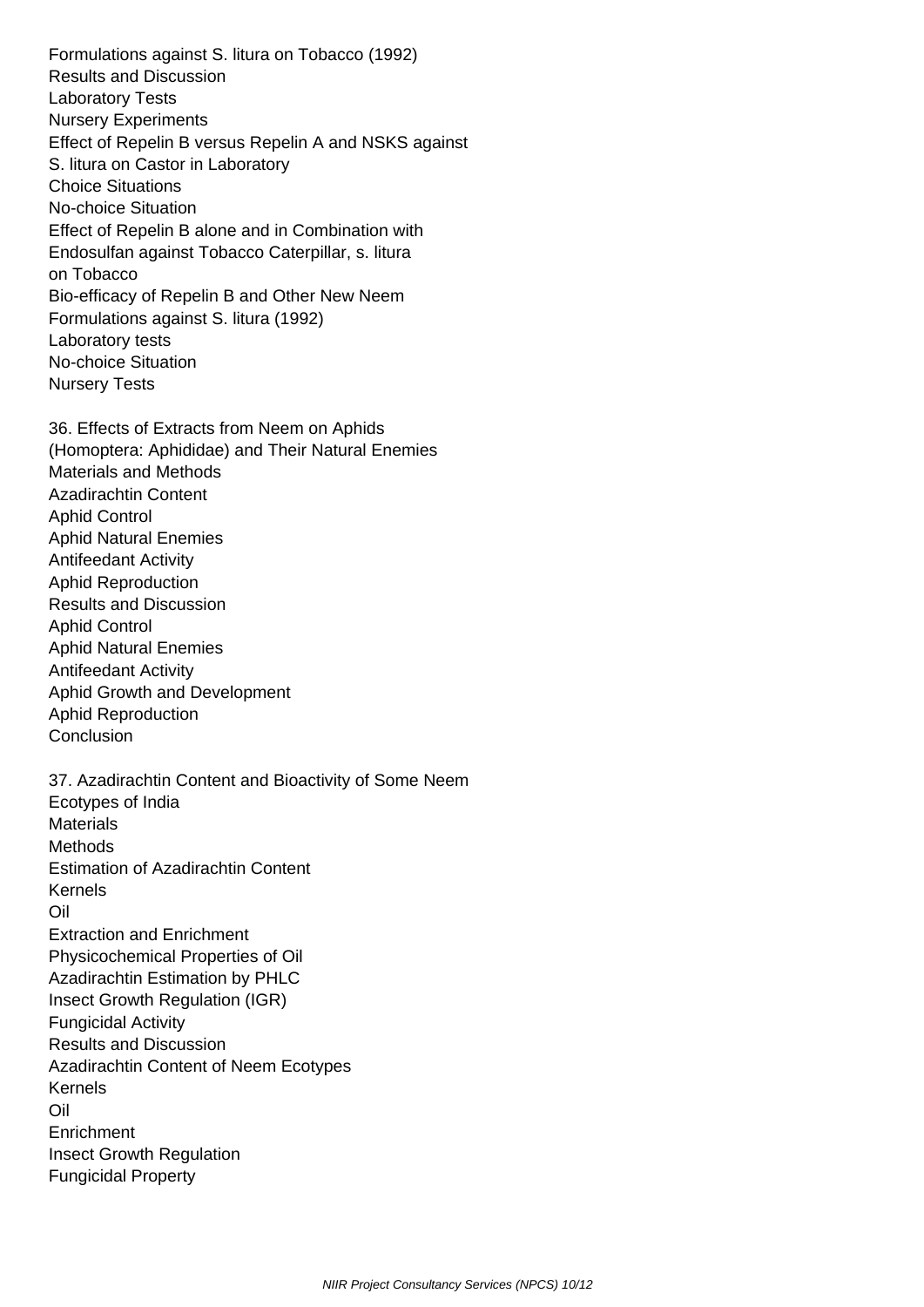Formulations against S. litura on Tobacco (1992)
Results and Discussion
Laboratory Tests
Nursery Experiments
Effect of Repelin B versus Repelin A and NSKS against
S. litura on Castor in Laboratory
Choice Situations
No-choice Situation
Effect of Repelin B alone and in Combination with
Endosulfan against Tobacco Caterpillar, s. litura
on Tobacco
Bio-efficacy of Repelin B and Other New Neem
Formulations against S. litura (1992)
Laboratory tests
No-choice Situation
Nursery Tests

36. Effects of Extracts from Neem on Aphids
(Homoptera: Aphididae) and Their Natural Enemies
Materials and Methods
Azadirachtin Content
Aphid Control
Aphid Natural Enemies
Antifeedant Activity
Aphid Reproduction
Results and Discussion
Aphid Control
Aphid Natural Enemies
Antifeedant Activity
Aphid Growth and Development
Aphid Reproduction
Conclusion

37. Azadirachtin Content and Bioactivity of Some Neem
Ecotypes of India
Materials
Methods
Estimation of Azadirachtin Content
Kernels
Oil
Extraction and Enrichment
Physicochemical Properties of Oil
Azadirachtin Estimation by PHLC
Insect Growth Regulation (IGR)
Fungicidal Activity
Results and Discussion
Azadirachtin Content of Neem Ecotypes
Kernels
Oil
Enrichment
Insect Growth Regulation
Fungicidal Property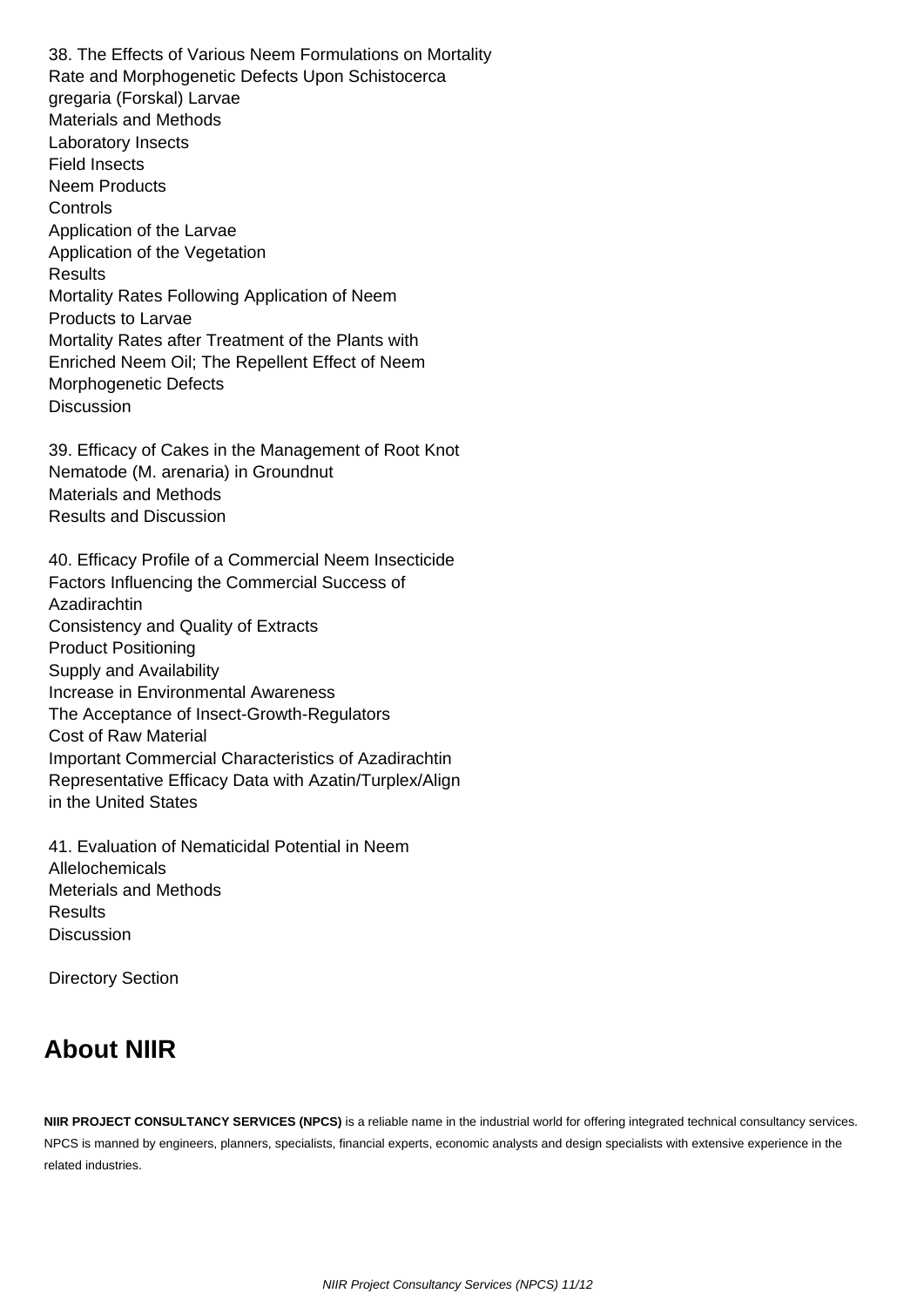38. The Effects of Various Neem Formulations on Mortality Rate and Morphogenetic Defects Upon Schistocerca gregaria (Forskal) Larvae
Materials and Methods
Laboratory Insects
Field Insects
Neem Products
Controls
Application of the Larvae
Application of the Vegetation
Results
Mortality Rates Following Application of Neem Products to Larvae
Mortality Rates after Treatment of the Plants with Enriched Neem Oil; The Repellent Effect of Neem
Morphogenetic Defects
Discussion

39. Efficacy of Cakes in the Management of Root Knot Nematode (M. arenaria) in Groundnut
Materials and Methods
Results and Discussion

40. Efficacy Profile of a Commercial Neem Insecticide
Factors Influencing the Commercial Success of Azadirachtin
Consistency and Quality of Extracts
Product Positioning
Supply and Availability
Increase in Environmental Awareness
The Acceptance of Insect-Growth-Regulators
Cost of Raw Material
Important Commercial Characteristics of Azadirachtin
Representative Efficacy Data with Azatin/Turplex/Align in the United States

41. Evaluation of Nematicidal Potential in Neem Allelochemicals
Meterials and Methods
Results
Discussion

Directory Section

## About NIIR

**NIIR PROJECT CONSULTANCY SERVICES (NPCS)** is a reliable name in the industrial world for offering integrated technical consultancy services. NPCS is manned by engineers, planners, specialists, financial experts, economic analysts and design specialists with extensive experience in the related industries.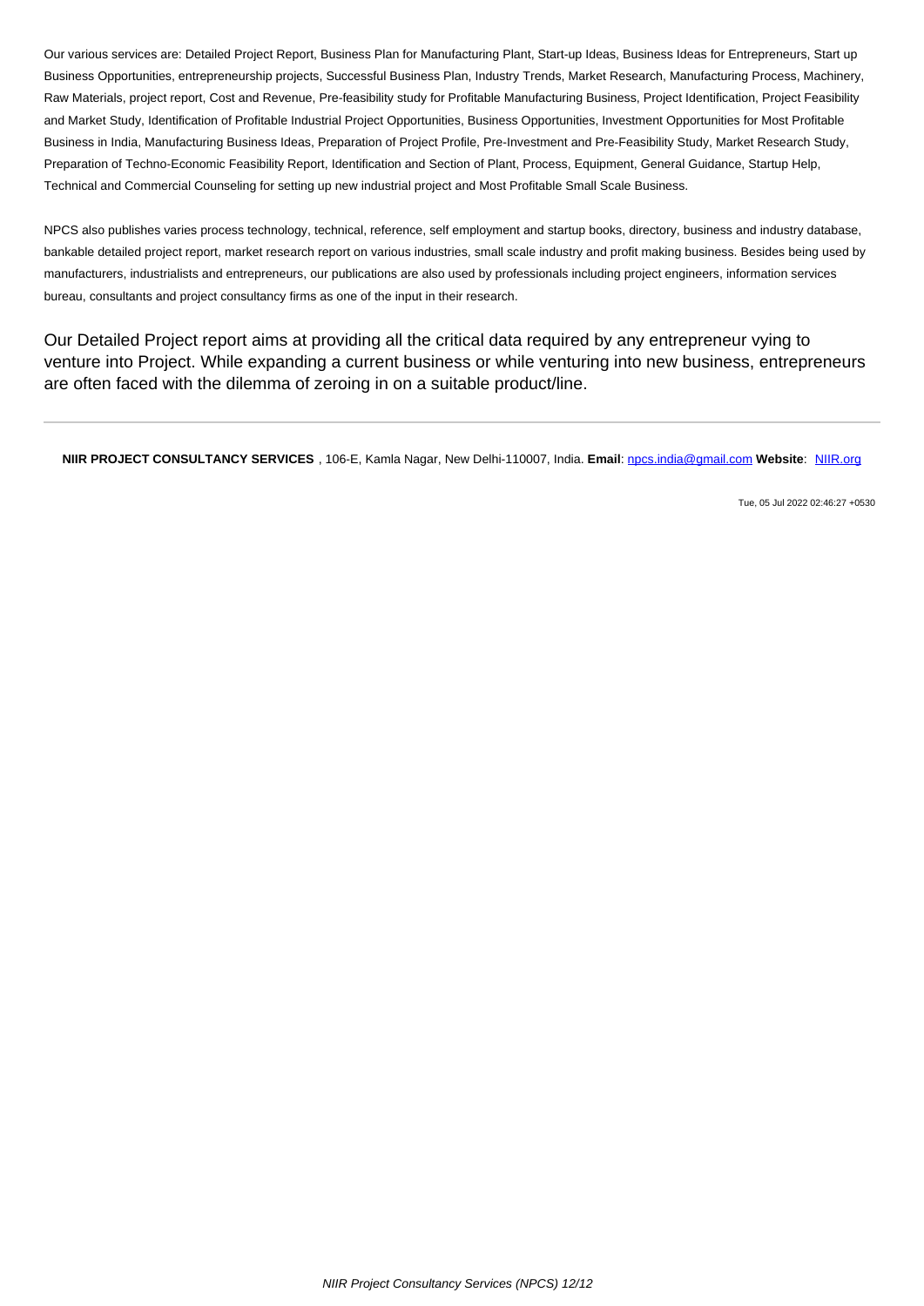Our various services are: Detailed Project Report, Business Plan for Manufacturing Plant, Start-up Ideas, Business Ideas for Entrepreneurs, Start up Business Opportunities, entrepreneurship projects, Successful Business Plan, Industry Trends, Market Research, Manufacturing Process, Machinery, Raw Materials, project report, Cost and Revenue, Pre-feasibility study for Profitable Manufacturing Business, Project Identification, Project Feasibility and Market Study, Identification of Profitable Industrial Project Opportunities, Business Opportunities, Investment Opportunities for Most Profitable Business in India, Manufacturing Business Ideas, Preparation of Project Profile, Pre-Investment and Pre-Feasibility Study, Market Research Study, Preparation of Techno-Economic Feasibility Report, Identification and Section of Plant, Process, Equipment, General Guidance, Startup Help, Technical and Commercial Counseling for setting up new industrial project and Most Profitable Small Scale Business.

NPCS also publishes varies process technology, technical, reference, self employment and startup books, directory, business and industry database, bankable detailed project report, market research report on various industries, small scale industry and profit making business. Besides being used by manufacturers, industrialists and entrepreneurs, our publications are also used by professionals including project engineers, information services bureau, consultants and project consultancy firms as one of the input in their research.

Our Detailed Project report aims at providing all the critical data required by any entrepreneur vying to venture into Project. While expanding a current business or while venturing into new business, entrepreneurs are often faced with the dilemma of zeroing in on a suitable product/line.

---

**NIIR PROJECT CONSULTANCY SERVICES** , 106-E, Kamla Nagar, New Delhi-110007, India. **Email**: npcs.india@gmail.com **Website**: NIIR.org

Tue, 05 Jul 2022 02:46:27 +0530